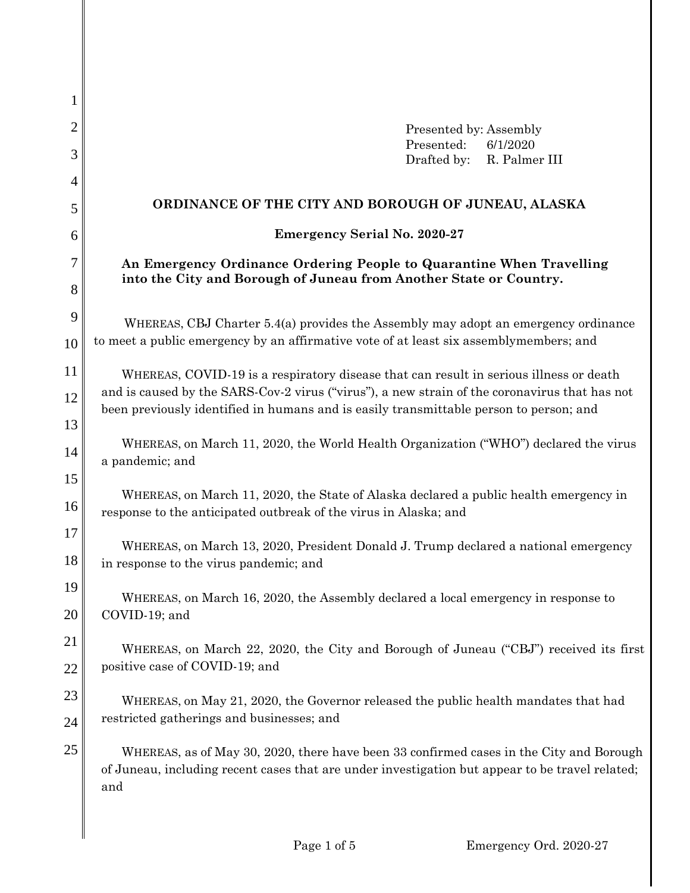Presented by: Assembly
Presented: 6/1/2020
Drafted by: R. Palmer III

# ORDINANCE OF THE CITY AND BOROUGH OF JUNEAU, ALASKA

## Emergency Serial No. 2020-27

### An Emergency Ordinance Ordering People to Quarantine When Travelling into the City and Borough of Juneau from Another State or Country.

WHEREAS, CBJ Charter 5.4(a) provides the Assembly may adopt an emergency ordinance to meet a public emergency by an affirmative vote of at least six assemblymembers; and

WHEREAS, COVID-19 is a respiratory disease that can result in serious illness or death and is caused by the SARS-Cov-2 virus ("virus"), a new strain of the coronavirus that has not been previously identified in humans and is easily transmittable person to person; and

WHEREAS, on March 11, 2020, the World Health Organization ("WHO") declared the virus a pandemic; and

WHEREAS, on March 11, 2020, the State of Alaska declared a public health emergency in response to the anticipated outbreak of the virus in Alaska; and

WHEREAS, on March 13, 2020, President Donald J. Trump declared a national emergency in response to the virus pandemic; and

WHEREAS, on March 16, 2020, the Assembly declared a local emergency in response to COVID-19; and

WHEREAS, on March 22, 2020, the City and Borough of Juneau ("CBJ") received its first positive case of COVID-19; and

WHEREAS, on May 21, 2020, the Governor released the public health mandates that had restricted gatherings and businesses; and

WHEREAS, as of May 30, 2020, there have been 33 confirmed cases in the City and Borough of Juneau, including recent cases that are under investigation but appear to be travel related; and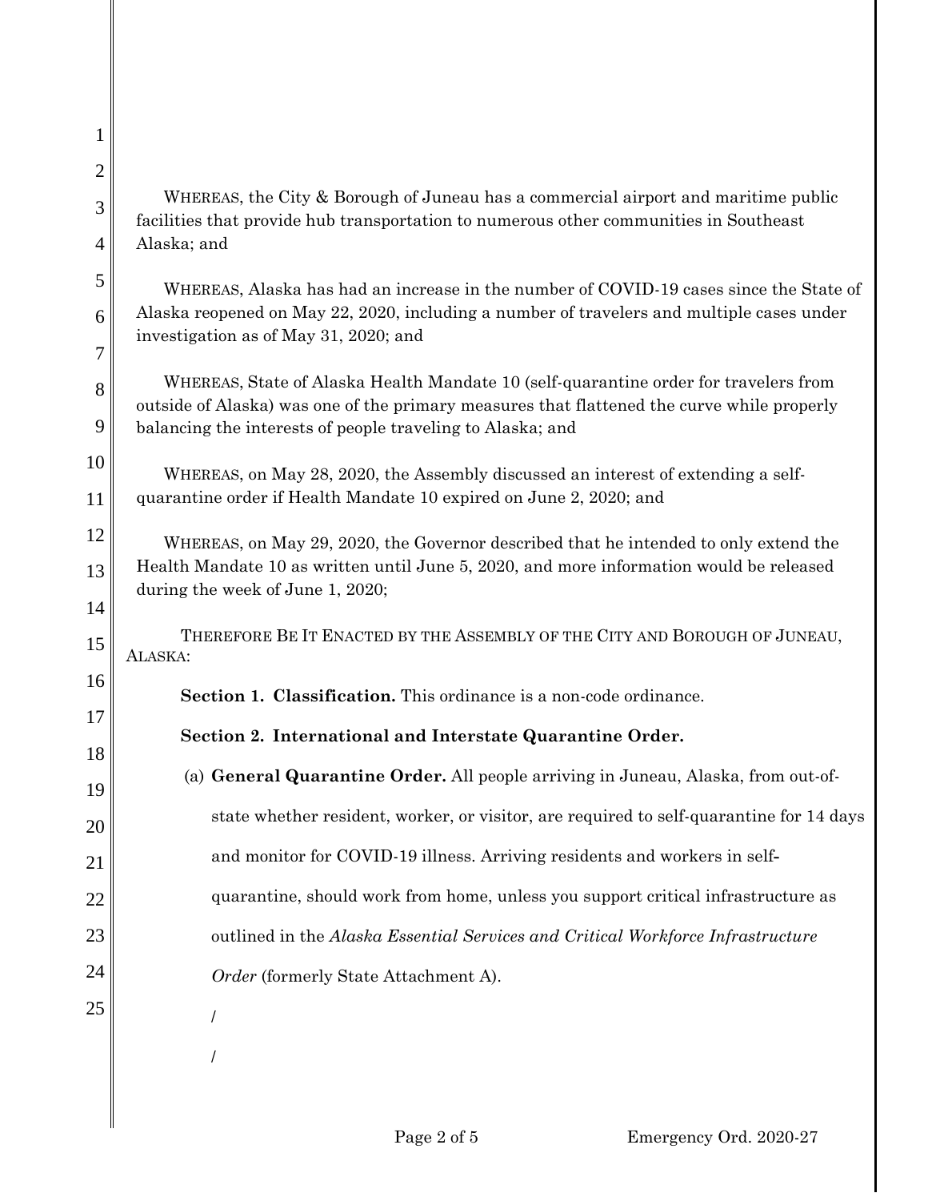WHEREAS, the City & Borough of Juneau has a commercial airport and maritime public facilities that provide hub transportation to numerous other communities in Southeast Alaska; and

WHEREAS, Alaska has had an increase in the number of COVID-19 cases since the State of Alaska reopened on May 22, 2020, including a number of travelers and multiple cases under investigation as of May 31, 2020; and

WHEREAS, State of Alaska Health Mandate 10 (self-quarantine order for travelers from outside of Alaska) was one of the primary measures that flattened the curve while properly balancing the interests of people traveling to Alaska; and

WHEREAS, on May 28, 2020, the Assembly discussed an interest of extending a self-quarantine order if Health Mandate 10 expired on June 2, 2020; and

WHEREAS, on May 29, 2020, the Governor described that he intended to only extend the Health Mandate 10 as written until June 5, 2020, and more information would be released during the week of June 1, 2020;

THEREFORE BE IT ENACTED BY THE ASSEMBLY OF THE CITY AND BOROUGH OF JUNEAU, ALASKA:

**Section 1. Classification.** This ordinance is a non-code ordinance.

**Section 2. International and Interstate Quarantine Order.**

(a) **General Quarantine Order.** All people arriving in Juneau, Alaska, from out-of-state whether resident, worker, or visitor, are required to self-quarantine for 14 days and monitor for COVID-19 illness. Arriving residents and workers in self-quarantine, should work from home, unless you support critical infrastructure as outlined in the *Alaska Essential Services and Critical Workforce Infrastructure Order* (formerly State Attachment A).

/

/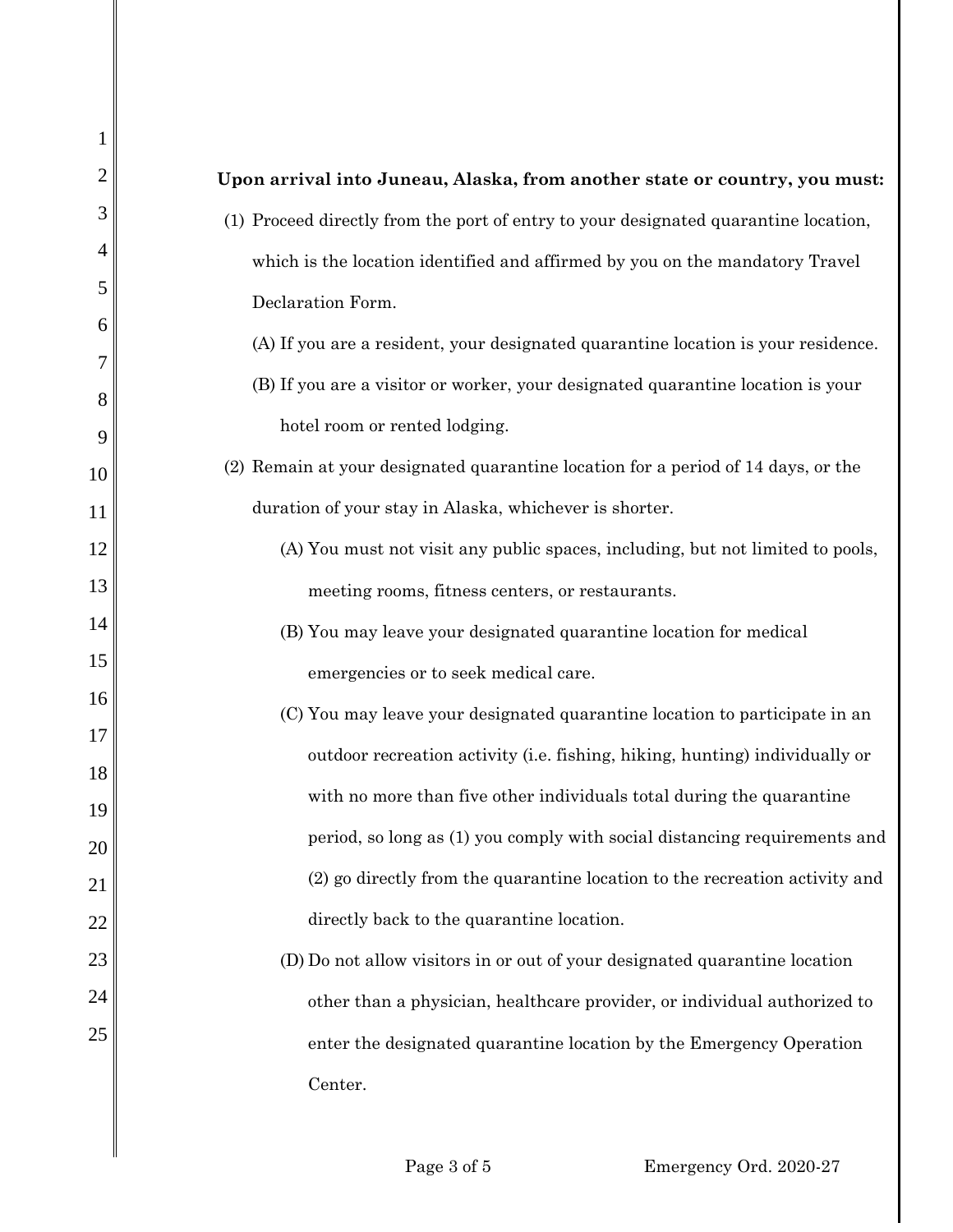**Upon arrival into Juneau, Alaska, from another state or country, you must:**

(1) Proceed directly from the port of entry to your designated quarantine location, which is the location identified and affirmed by you on the mandatory Travel Declaration Form.

(A) If you are a resident, your designated quarantine location is your residence.

(B) If you are a visitor or worker, your designated quarantine location is your hotel room or rented lodging.

(2) Remain at your designated quarantine location for a period of 14 days, or the duration of your stay in Alaska, whichever is shorter.

(A) You must not visit any public spaces, including, but not limited to pools, meeting rooms, fitness centers, or restaurants.

(B) You may leave your designated quarantine location for medical emergencies or to seek medical care.

(C) You may leave your designated quarantine location to participate in an outdoor recreation activity (i.e. fishing, hiking, hunting) individually or with no more than five other individuals total during the quarantine period, so long as (1) you comply with social distancing requirements and (2) go directly from the quarantine location to the recreation activity and directly back to the quarantine location.

(D) Do not allow visitors in or out of your designated quarantine location other than a physician, healthcare provider, or individual authorized to enter the designated quarantine location by the Emergency Operation Center.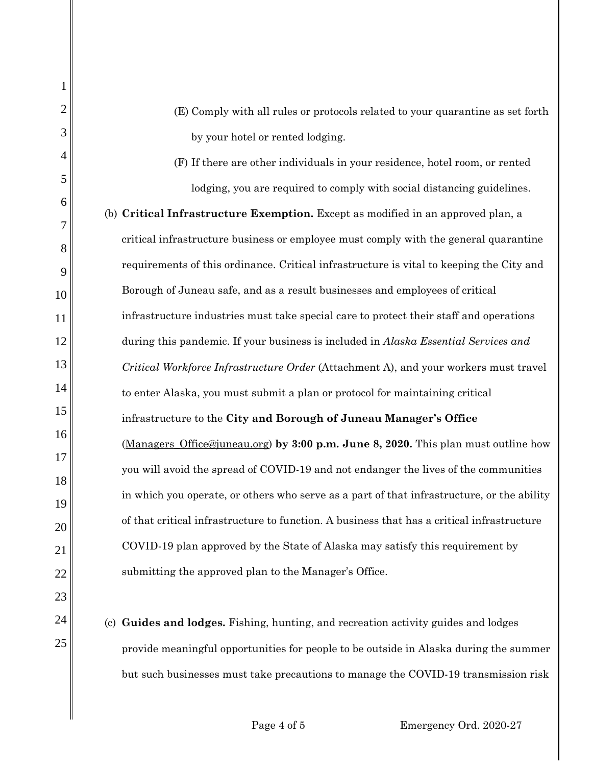(E) Comply with all rules or protocols related to your quarantine as set forth by your hotel or rented lodging.

(F) If there are other individuals in your residence, hotel room, or rented lodging, you are required to comply with social distancing guidelines.

(b) **Critical Infrastructure Exemption.** Except as modified in an approved plan, a critical infrastructure business or employee must comply with the general quarantine requirements of this ordinance. Critical infrastructure is vital to keeping the City and Borough of Juneau safe, and as a result businesses and employees of critical infrastructure industries must take special care to protect their staff and operations during this pandemic. If your business is included in *Alaska Essential Services and Critical Workforce Infrastructure Order* (Attachment A), and your workers must travel to enter Alaska, you must submit a plan or protocol for maintaining critical infrastructure to the **City and Borough of Juneau Manager's Office** (Managers_Office@juneau.org) **by 3:00 p.m. June 8, 2020.** This plan must outline how you will avoid the spread of COVID-19 and not endanger the lives of the communities in which you operate, or others who serve as a part of that infrastructure, or the ability of that critical infrastructure to function. A business that has a critical infrastructure COVID-19 plan approved by the State of Alaska may satisfy this requirement by submitting the approved plan to the Manager's Office.

(c) **Guides and lodges.** Fishing, hunting, and recreation activity guides and lodges provide meaningful opportunities for people to be outside in Alaska during the summer but such businesses must take precautions to manage the COVID-19 transmission risk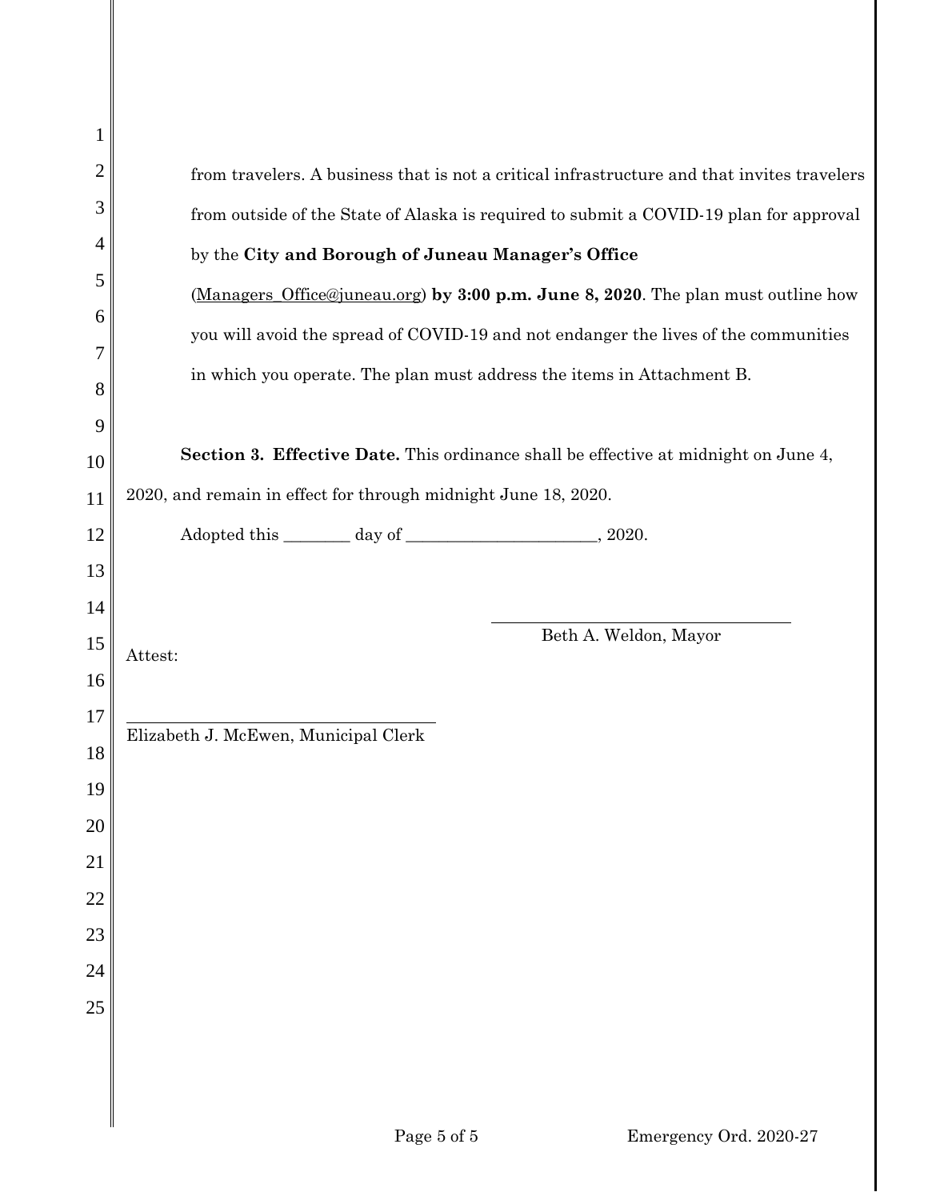from travelers. A business that is not a critical infrastructure and that invites travelers from outside of the State of Alaska is required to submit a COVID-19 plan for approval by the **City and Borough of Juneau Manager's Office** (Managers_Office@juneau.org) **by 3:00 p.m. June 8, 2020**. The plan must outline how you will avoid the spread of COVID-19 and not endanger the lives of the communities in which you operate. The plan must address the items in Attachment B.

**Section 3. Effective Date.** This ordinance shall be effective at midnight on June 4, 2020, and remain in effect for through midnight June 18, 2020.

Adopted this ________ day of ______________________, 2020.

______________________________
Beth A. Weldon, Mayor

Attest:

______________________________
Elizabeth J. McEwen, Municipal Clerk